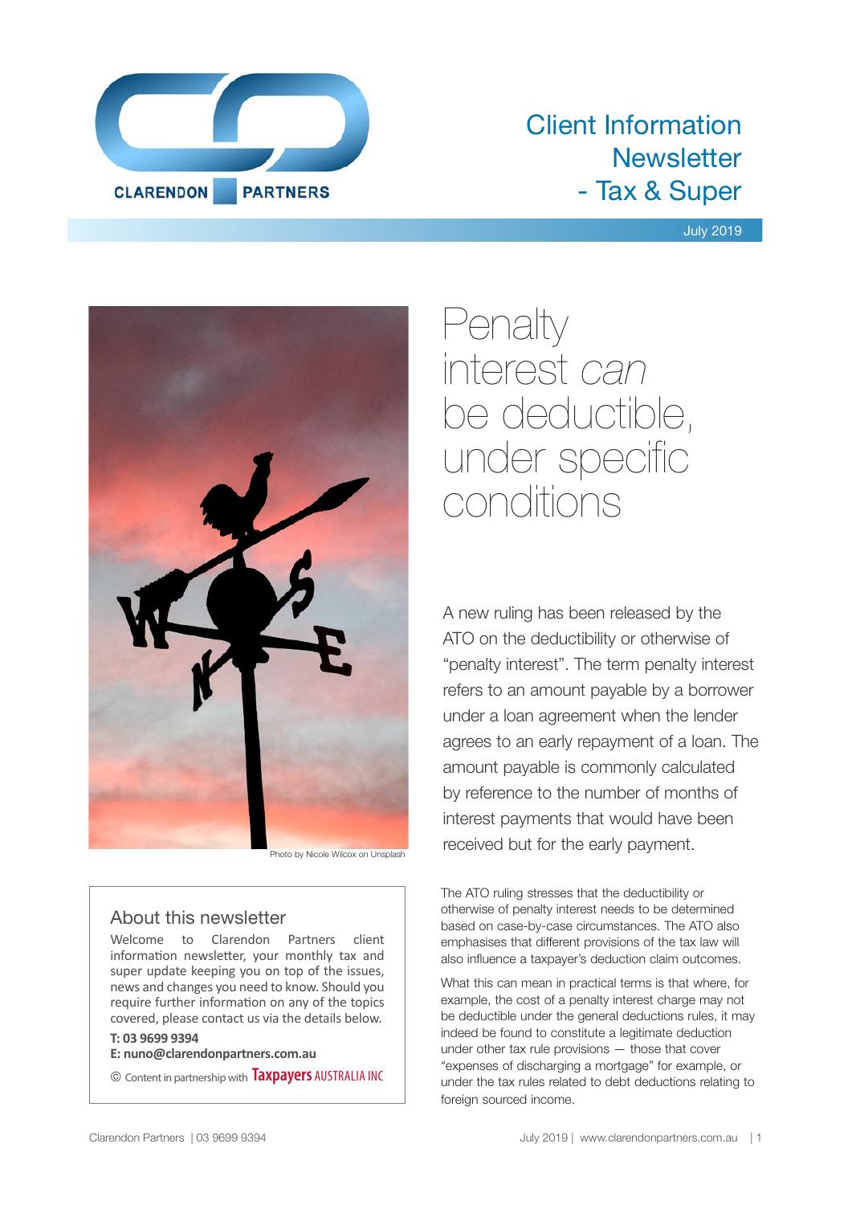CLARENDON PARTNERS

# Client Information Newsletter - Tax & Super

July 2019

Photo by Nicole Wilcox on Unsplash

## About this newsletter

Welcome to Clarendon Partners client information newsletter, your monthly tax and super update keeping you on top of the issues, news and changes you need to know. Should you require further information on any of the topics covered, please contact us via the details below.

**T: 03 9699 9394**

**E: nuno@clarendonpartners.com.au**

© Content in partnership with Taxpayers AUSTRALIA INC

# Penalty interest *can* be deductible, under specific conditions

A new ruling has been released by the ATO on the deductibility or otherwise of "penalty interest". The term penalty interest refers to an amount payable by a borrower under a loan agreement when the lender agrees to an early repayment of a loan. The amount payable is commonly calculated by reference to the number of months of interest payments that would have been received but for the early payment.

The ATO ruling stresses that the deductibility or otherwise of penalty interest needs to be determined based on case-by-case circumstances. The ATO also emphasises that different provisions of the tax law will also influence a taxpayer's deduction claim outcomes.

What this can mean in practical terms is that where, for example, the cost of a penalty interest charge may not be deductible under the general deductions rules, it may indeed be found to constitute a legitimate deduction under other tax rule provisions — those that cover "expenses of discharging a mortgage" for example, or under the tax rules related to debt deductions relating to foreign sourced income.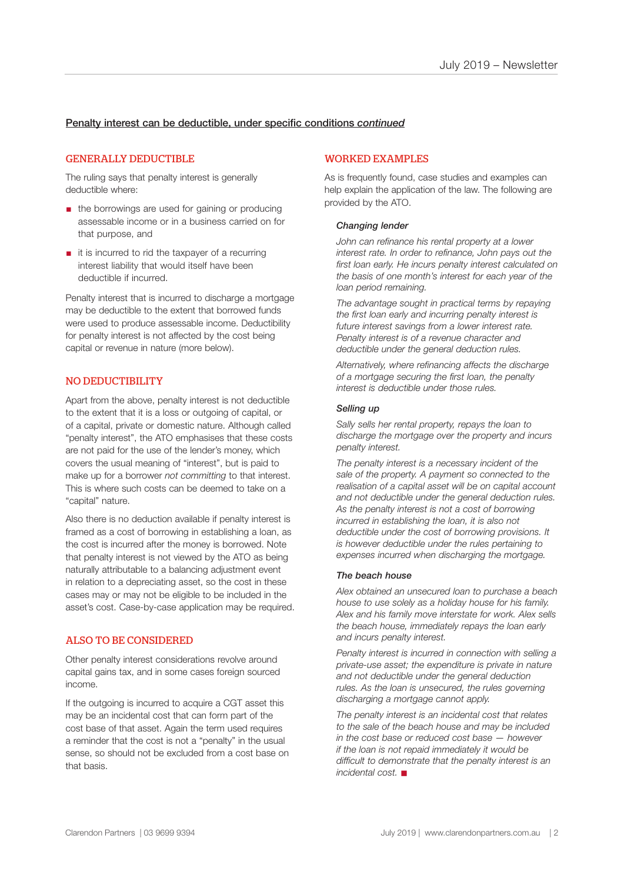## Penalty interest can be deductible, under specific conditions *continued*

### GENERALLY DEDUCTIBLE

The ruling says that penalty interest is generally deductible where:

- the borrowings are used for gaining or producing assessable income or in a business carried on for that purpose, and
- it is incurred to rid the taxpayer of a recurring interest liability that would itself have been deductible if incurred.

Penalty interest that is incurred to discharge a mortgage may be deductible to the extent that borrowed funds were used to produce assessable income. Deductibility for penalty interest is not affected by the cost being capital or revenue in nature (more below).

### NO DEDUCTIBILITY

Apart from the above, penalty interest is not deductible to the extent that it is a loss or outgoing of capital, or of a capital, private or domestic nature. Although called "penalty interest", the ATO emphasises that these costs are not paid for the use of the lender's money, which covers the usual meaning of "interest", but is paid to make up for a borrower *not committing* to that interest. This is where such costs can be deemed to take on a "capital" nature.

Also there is no deduction available if penalty interest is framed as a cost of borrowing in establishing a loan, as the cost is incurred after the money is borrowed. Note that penalty interest is not viewed by the ATO as being naturally attributable to a balancing adjustment event in relation to a depreciating asset, so the cost in these cases may or may not be eligible to be included in the asset's cost. Case-by-case application may be required.

### ALSO TO BE CONSIDERED

Other penalty interest considerations revolve around capital gains tax, and in some cases foreign sourced income.

If the outgoing is incurred to acquire a CGT asset this may be an incidental cost that can form part of the cost base of that asset. Again the term used requires a reminder that the cost is not a "penalty" in the usual sense, so should not be excluded from a cost base on that basis.

### WORKED EXAMPLES

As is frequently found, case studies and examples can help explain the application of the law. The following are provided by the ATO.

#### *Changing lender*

*John can refinance his rental property at a lower interest rate. In order to refinance, John pays out the first loan early. He incurs penalty interest calculated on the basis of one month's interest for each year of the loan period remaining.*

*The advantage sought in practical terms by repaying the first loan early and incurring penalty interest is future interest savings from a lower interest rate. Penalty interest is of a revenue character and deductible under the general deduction rules.*

*Alternatively, where refinancing affects the discharge of a mortgage securing the first loan, the penalty interest is deductible under those rules.*

#### *Selling up*

*Sally sells her rental property, repays the loan to discharge the mortgage over the property and incurs penalty interest.*

*The penalty interest is a necessary incident of the sale of the property. A payment so connected to the realisation of a capital asset will be on capital account and not deductible under the general deduction rules. As the penalty interest is not a cost of borrowing incurred in establishing the loan, it is also not deductible under the cost of borrowing provisions. It is however deductible under the rules pertaining to expenses incurred when discharging the mortgage.*

#### *The beach house*

*Alex obtained an unsecured loan to purchase a beach house to use solely as a holiday house for his family. Alex and his family move interstate for work. Alex sells the beach house, immediately repays the loan early and incurs penalty interest.*

*Penalty interest is incurred in connection with selling a private-use asset; the expenditure is private in nature and not deductible under the general deduction rules. As the loan is unsecured, the rules governing discharging a mortgage cannot apply.*

*The penalty interest is an incidental cost that relates to the sale of the beach house and may be included in the cost base or reduced cost base — however if the loan is not repaid immediately it would be difficult to demonstrate that the penalty interest is an incidental cost.* ■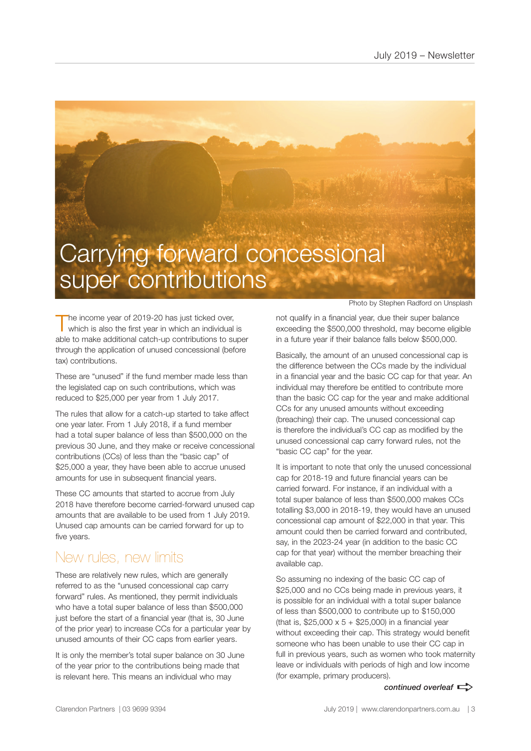# Carrying forward concessional super contributions

Photo by Stephen Radford on Unsplash

The income year of 2019-20 has just ticked over, which is also the first year in which an individual is able to make additional catch-up contributions to super through the application of unused concessional (before tax) contributions.

These are "unused" if the fund member made less than the legislated cap on such contributions, which was reduced to $25,000 per year from 1 July 2017.

The rules that allow for a catch-up started to take affect one year later. From 1 July 2018, if a fund member had a total super balance of less than $500,000 on the previous 30 June, and they make or receive concessional contributions (CCs) of less than the "basic cap" of $25,000 a year, they have been able to accrue unused amounts for use in subsequent financial years.

These CC amounts that started to accrue from July 2018 have therefore become carried-forward unused cap amounts that are available to be used from 1 July 2019. Unused cap amounts can be carried forward for up to five years.

## New rules, new limits

These are relatively new rules, which are generally referred to as the "unused concessional cap carry forward" rules. As mentioned, they permit individuals who have a total super balance of less than $500,000 just before the start of a financial year (that is, 30 June of the prior year) to increase CCs for a particular year by unused amounts of their CC caps from earlier years.

It is only the member's total super balance on 30 June of the year prior to the contributions being made that is relevant here. This means an individual who may not qualify in a financial year, due their super balance exceeding the $500,000 threshold, may become eligible in a future year if their balance falls below $500,000.

Basically, the amount of an unused concessional cap is the difference between the CCs made by the individual in a financial year and the basic CC cap for that year. An individual may therefore be entitled to contribute more than the basic CC cap for the year and make additional CCs for any unused amounts without exceeding (breaching) their cap. The unused concessional cap is therefore the individual's CC cap as modified by the unused concessional cap carry forward rules, not the "basic CC cap" for the year.

It is important to note that only the unused concessional cap for 2018-19 and future financial years can be carried forward. For instance, if an individual with a total super balance of less than $500,000 makes CCs totalling $3,000 in 2018-19, they would have an unused concessional cap amount of $22,000 in that year. This amount could then be carried forward and contributed, say, in the 2023-24 year (in addition to the basic CC cap for that year) without the member breaching their available cap.

So assuming no indexing of the basic CC cap of $25,000 and no CCs being made in previous years, it is possible for an individual with a total super balance of less than $500,000 to contribute up to $150,000 (that is, $25,000 x 5 + $25,000) in a financial year without exceeding their cap. This strategy would benefit someone who has been unable to use their CC cap in full in previous years, such as women who took maternity leave or individuals with periods of high and low income (for example, primary producers).

*continued overleaf*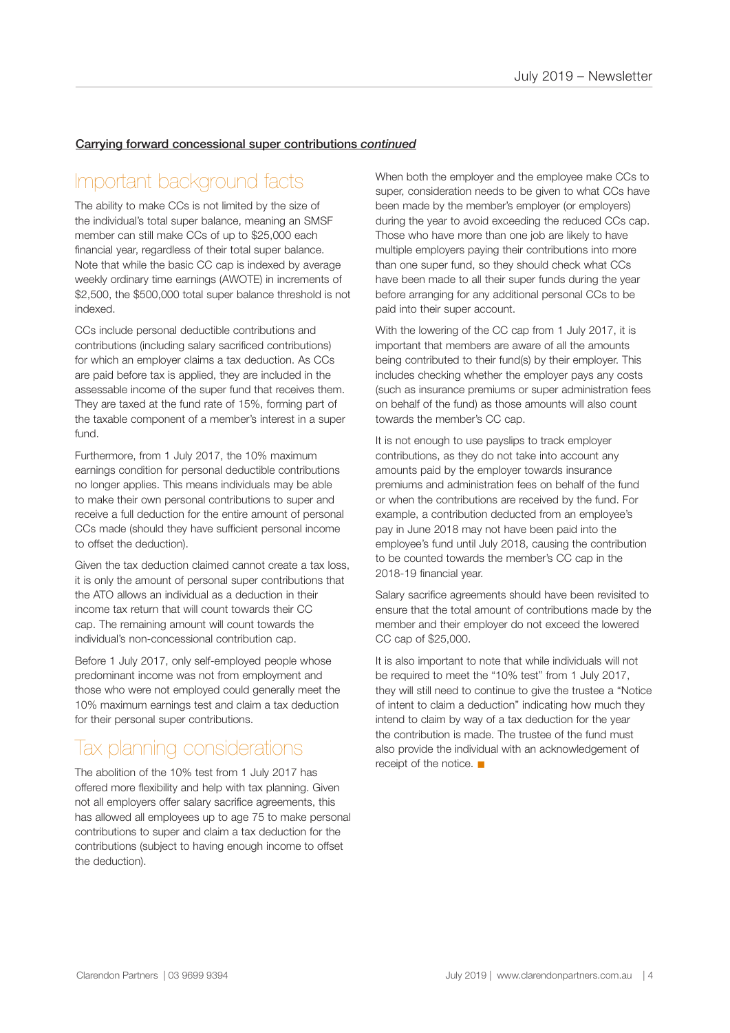**<u>Carrying forward concessional super contributions *continued*</u>**

## Important background facts

The ability to make CCs is not limited by the size of the individual's total super balance, meaning an SMSF member can still make CCs of up to $25,000 each financial year, regardless of their total super balance. Note that while the basic CC cap is indexed by average weekly ordinary time earnings (AWOTE) in increments of $2,500, the $500,000 total super balance threshold is not indexed.

CCs include personal deductible contributions and contributions (including salary sacrificed contributions) for which an employer claims a tax deduction. As CCs are paid before tax is applied, they are included in the assessable income of the super fund that receives them. They are taxed at the fund rate of 15%, forming part of the taxable component of a member's interest in a super fund.

Furthermore, from 1 July 2017, the 10% maximum earnings condition for personal deductible contributions no longer applies. This means individuals may be able to make their own personal contributions to super and receive a full deduction for the entire amount of personal CCs made (should they have sufficient personal income to offset the deduction).

Given the tax deduction claimed cannot create a tax loss, it is only the amount of personal super contributions that the ATO allows an individual as a deduction in their income tax return that will count towards their CC cap. The remaining amount will count towards the individual's non-concessional contribution cap.

Before 1 July 2017, only self-employed people whose predominant income was not from employment and those who were not employed could generally meet the 10% maximum earnings test and claim a tax deduction for their personal super contributions.

## Tax planning considerations

The abolition of the 10% test from 1 July 2017 has offered more flexibility and help with tax planning. Given not all employers offer salary sacrifice agreements, this has allowed all employees up to age 75 to make personal contributions to super and claim a tax deduction for the contributions (subject to having enough income to offset the deduction).

When both the employer and the employee make CCs to super, consideration needs to be given to what CCs have been made by the member's employer (or employers) during the year to avoid exceeding the reduced CCs cap. Those who have more than one job are likely to have multiple employers paying their contributions into more than one super fund, so they should check what CCs have been made to all their super funds during the year before arranging for any additional personal CCs to be paid into their super account.

With the lowering of the CC cap from 1 July 2017, it is important that members are aware of all the amounts being contributed to their fund(s) by their employer. This includes checking whether the employer pays any costs (such as insurance premiums or super administration fees on behalf of the fund) as those amounts will also count towards the member's CC cap.

It is not enough to use payslips to track employer contributions, as they do not take into account any amounts paid by the employer towards insurance premiums and administration fees on behalf of the fund or when the contributions are received by the fund. For example, a contribution deducted from an employee's pay in June 2018 may not have been paid into the employee's fund until July 2018, causing the contribution to be counted towards the member's CC cap in the 2018-19 financial year.

Salary sacrifice agreements should have been revisited to ensure that the total amount of contributions made by the member and their employer do not exceed the lowered CC cap of $25,000.

It is also important to note that while individuals will not be required to meet the "10% test" from 1 July 2017, they will still need to continue to give the trustee a "Notice of intent to claim a deduction" indicating how much they intend to claim by way of a tax deduction for the year the contribution is made. The trustee of the fund must also provide the individual with an acknowledgement of receipt of the notice. ■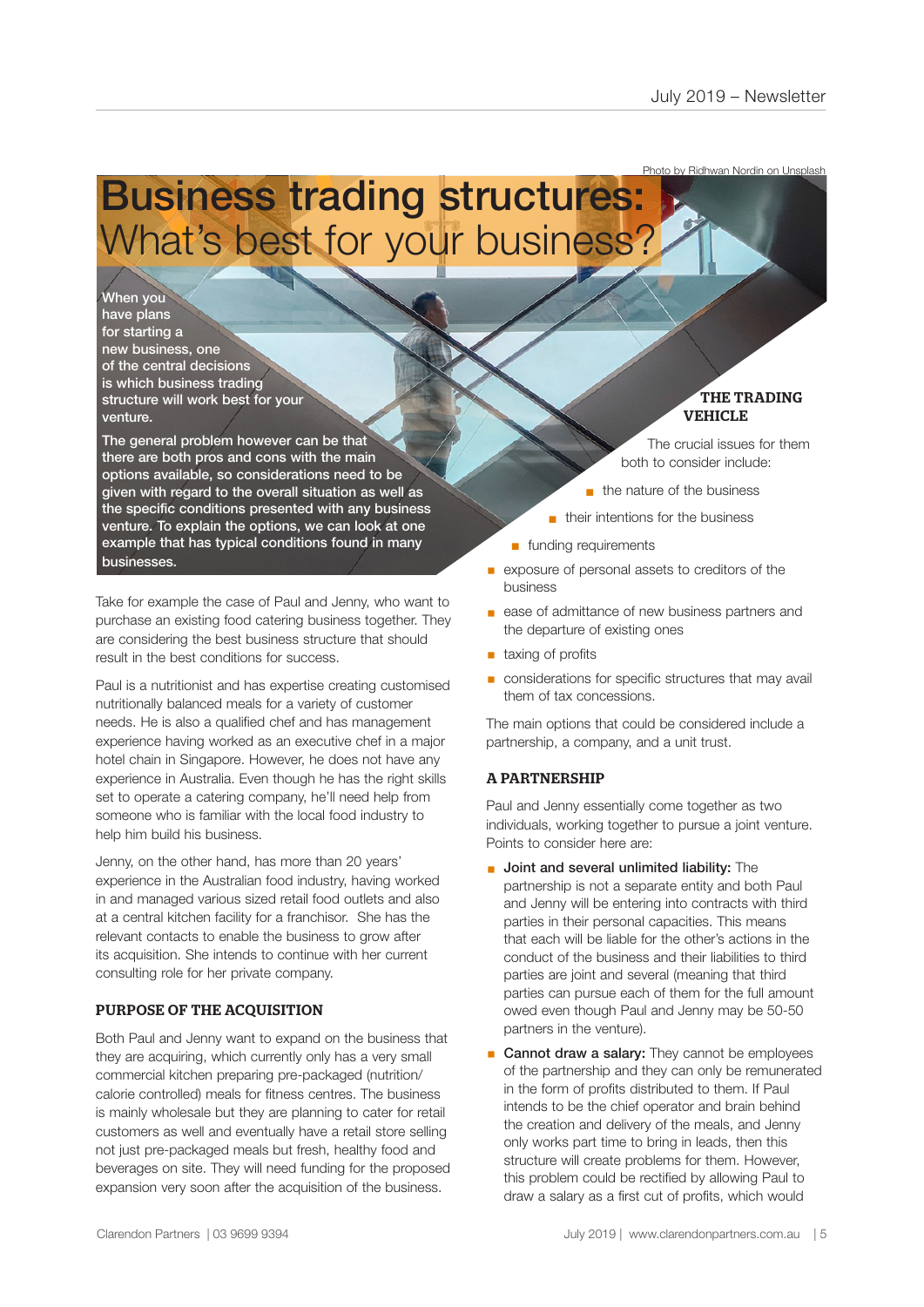Photo by Ridhwan Nordin on Unsplash

# Business trading structures: What's best for your business?

**When you have plans for starting a new business, one of the central decisions is which business trading structure will work best for your venture.**

**The general problem however can be that there are both pros and cons with the main options available, so considerations need to be given with regard to the overall situation as well as the specific conditions presented with any business venture. To explain the options, we can look at one example that has typical conditions found in many businesses.**

Take for example the case of Paul and Jenny, who want to purchase an existing food catering business together. They are considering the best business structure that should result in the best conditions for success.

Paul is a nutritionist and has expertise creating customised nutritionally balanced meals for a variety of customer needs. He is also a qualified chef and has management experience having worked as an executive chef in a major hotel chain in Singapore. However, he does not have any experience in Australia. Even though he has the right skills set to operate a catering company, he'll need help from someone who is familiar with the local food industry to help him build his business.

Jenny, on the other hand, has more than 20 years' experience in the Australian food industry, having worked in and managed various sized retail food outlets and also at a central kitchen facility for a franchisor. She has the relevant contacts to enable the business to grow after its acquisition. She intends to continue with her current consulting role for her private company.

## PURPOSE OF THE ACQUISITION

Both Paul and Jenny want to expand on the business that they are acquiring, which currently only has a very small commercial kitchen preparing pre-packaged (nutrition/calorie controlled) meals for fitness centres. The business is mainly wholesale but they are planning to cater for retail customers as well and eventually have a retail store selling not just pre-packaged meals but fresh, healthy food and beverages on site. They will need funding for the proposed expansion very soon after the acquisition of the business.

## THE TRADING VEHICLE

The crucial issues for them both to consider include:

- the nature of the business
- their intentions for the business
- funding requirements
- exposure of personal assets to creditors of the business
- ease of admittance of new business partners and the departure of existing ones
- taxing of profits
- considerations for specific structures that may avail them of tax concessions.

The main options that could be considered include a partnership, a company, and a unit trust.

## A PARTNERSHIP

Paul and Jenny essentially come together as two individuals, working together to pursue a joint venture. Points to consider here are:

- **Joint and several unlimited liability:** The partnership is not a separate entity and both Paul and Jenny will be entering into contracts with third parties in their personal capacities. This means that each will be liable for the other's actions in the conduct of the business and their liabilities to third parties are joint and several (meaning that third parties can pursue each of them for the full amount owed even though Paul and Jenny may be 50-50 partners in the venture).
- **Cannot draw a salary:** They cannot be employees of the partnership and they can only be remunerated in the form of profits distributed to them. If Paul intends to be the chief operator and brain behind the creation and delivery of the meals, and Jenny only works part time to bring in leads, then this structure will create problems for them. However, this problem could be rectified by allowing Paul to draw a salary as a first cut of profits, which would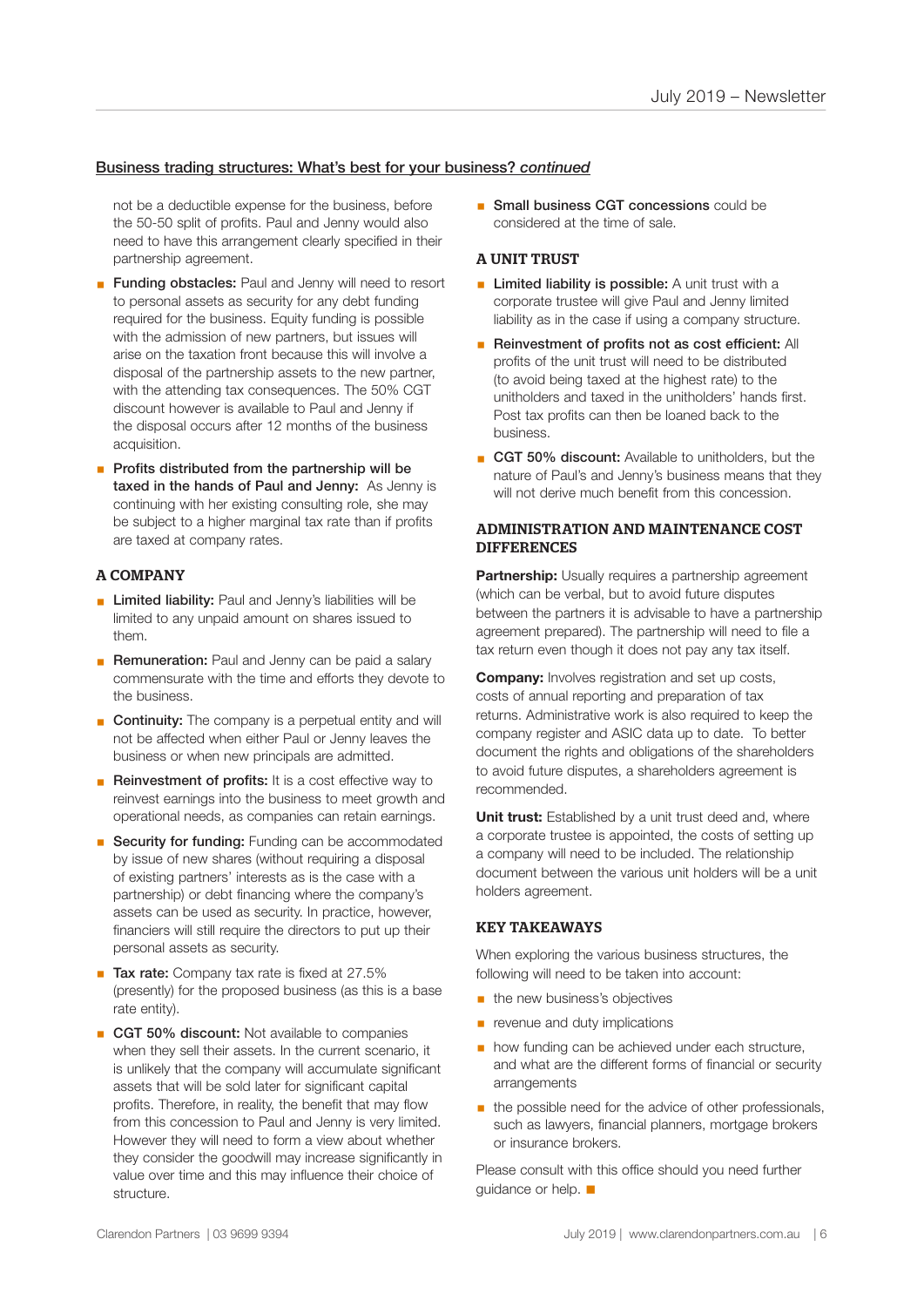## Business trading structures: What's best for your business? *continued*

not be a deductible expense for the business, before the 50-50 split of profits. Paul and Jenny would also need to have this arrangement clearly specified in their partnership agreement.

- **Funding obstacles:** Paul and Jenny will need to resort to personal assets as security for any debt funding required for the business. Equity funding is possible with the admission of new partners, but issues will arise on the taxation front because this will involve a disposal of the partnership assets to the new partner, with the attending tax consequences. The 50% CGT discount however is available to Paul and Jenny if the disposal occurs after 12 months of the business acquisition.
- **Profits distributed from the partnership will be taxed in the hands of Paul and Jenny:** As Jenny is continuing with her existing consulting role, she may be subject to a higher marginal tax rate than if profits are taxed at company rates.

### A COMPANY

- **Limited liability:** Paul and Jenny's liabilities will be limited to any unpaid amount on shares issued to them.
- **Remuneration:** Paul and Jenny can be paid a salary commensurate with the time and efforts they devote to the business.
- **Continuity:** The company is a perpetual entity and will not be affected when either Paul or Jenny leaves the business or when new principals are admitted.
- **Reinvestment of profits:** It is a cost effective way to reinvest earnings into the business to meet growth and operational needs, as companies can retain earnings.
- **Security for funding:** Funding can be accommodated by issue of new shares (without requiring a disposal of existing partners' interests as is the case with a partnership) or debt financing where the company's assets can be used as security. In practice, however, financiers will still require the directors to put up their personal assets as security.
- **Tax rate:** Company tax rate is fixed at 27.5% (presently) for the proposed business (as this is a base rate entity).
- **CGT 50% discount:** Not available to companies when they sell their assets. In the current scenario, it is unlikely that the company will accumulate significant assets that will be sold later for significant capital profits. Therefore, in reality, the benefit that may flow from this concession to Paul and Jenny is very limited. However they will need to form a view about whether they consider the goodwill may increase significantly in value over time and this may influence their choice of structure.
- **Small business CGT concessions** could be considered at the time of sale.

### A UNIT TRUST

- **Limited liability is possible:** A unit trust with a corporate trustee will give Paul and Jenny limited liability as in the case if using a company structure.
- **Reinvestment of profits not as cost efficient:** All profits of the unit trust will need to be distributed (to avoid being taxed at the highest rate) to the unitholders and taxed in the unitholders' hands first. Post tax profits can then be loaned back to the business.
- **CGT 50% discount:** Available to unitholders, but the nature of Paul's and Jenny's business means that they will not derive much benefit from this concession.

### ADMINISTRATION AND MAINTENANCE COST DIFFERENCES

**Partnership:** Usually requires a partnership agreement (which can be verbal, but to avoid future disputes between the partners it is advisable to have a partnership agreement prepared). The partnership will need to file a tax return even though it does not pay any tax itself.

**Company:** Involves registration and set up costs, costs of annual reporting and preparation of tax returns. Administrative work is also required to keep the company register and ASIC data up to date. To better document the rights and obligations of the shareholders to avoid future disputes, a shareholders agreement is recommended.

**Unit trust:** Established by a unit trust deed and, where a corporate trustee is appointed, the costs of setting up a company will need to be included. The relationship document between the various unit holders will be a unit holders agreement.

### KEY TAKEAWAYS

When exploring the various business structures, the following will need to be taken into account:

- the new business's objectives
- revenue and duty implications
- how funding can be achieved under each structure, and what are the different forms of financial or security arrangements
- the possible need for the advice of other professionals, such as lawyers, financial planners, mortgage brokers or insurance brokers.

Please consult with this office should you need further guidance or help.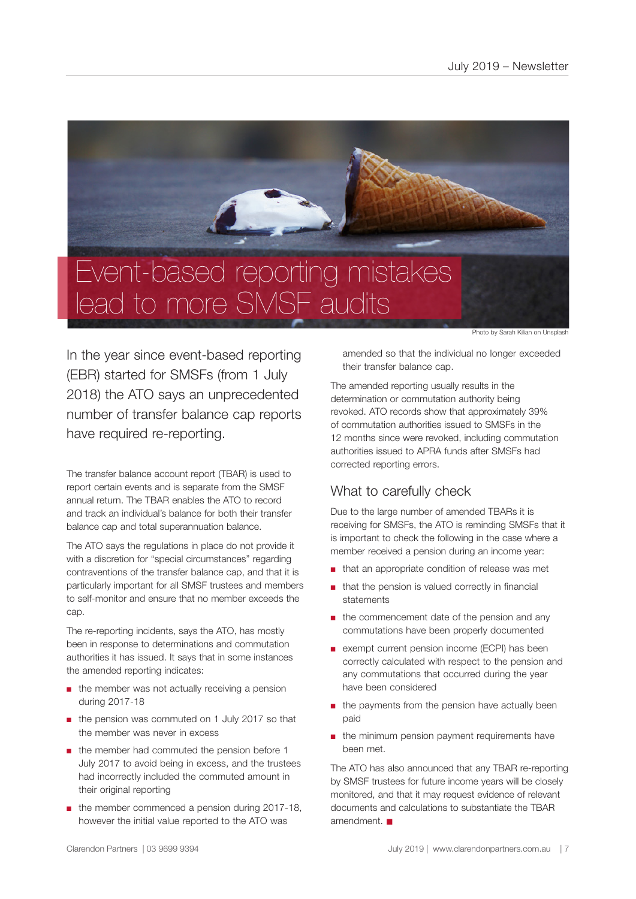// Event-based reporting mistakes lead to more SMSF audits

Photo by Sarah Kilian on Unsplash

In the year since event-based reporting (EBR) started for SMSFs (from 1 July 2018) the ATO says an unprecedented number of transfer balance cap reports have required re-reporting.

The transfer balance account report (TBAR) is used to report certain events and is separate from the SMSF annual return. The TBAR enables the ATO to record and track an individual's balance for both their transfer balance cap and total superannuation balance.

The ATO says the regulations in place do not provide it with a discretion for "special circumstances" regarding contraventions of the transfer balance cap, and that it is particularly important for all SMSF trustees and members to self-monitor and ensure that no member exceeds the cap.

The re-reporting incidents, says the ATO, has mostly been in response to determinations and commutation authorities it has issued. It says that in some instances the amended reporting indicates:

- the member was not actually receiving a pension during 2017-18
- the pension was commuted on 1 July 2017 so that the member was never in excess
- the member had commuted the pension before 1 July 2017 to avoid being in excess, and the trustees had incorrectly included the commuted amount in their original reporting
- the member commenced a pension during 2017-18, however the initial value reported to the ATO was amended so that the individual no longer exceeded their transfer balance cap.

The amended reporting usually results in the determination or commutation authority being revoked. ATO records show that approximately 39% of commutation authorities issued to SMSFs in the 12 months since were revoked, including commutation authorities issued to APRA funds after SMSFs had corrected reporting errors.

## What to carefully check

Due to the large number of amended TBARs it is receiving for SMSFs, the ATO is reminding SMSFs that it is important to check the following in the case where a member received a pension during an income year:

- that an appropriate condition of release was met
- that the pension is valued correctly in financial statements
- the commencement date of the pension and any commutations have been properly documented
- exempt current pension income (ECPI) has been correctly calculated with respect to the pension and any commutations that occurred during the year have been considered
- the payments from the pension have actually been paid
- the minimum pension payment requirements have been met.

The ATO has also announced that any TBAR re-reporting by SMSF trustees for future income years will be closely monitored, and that it may request evidence of relevant documents and calculations to substantiate the TBAR amendment. ■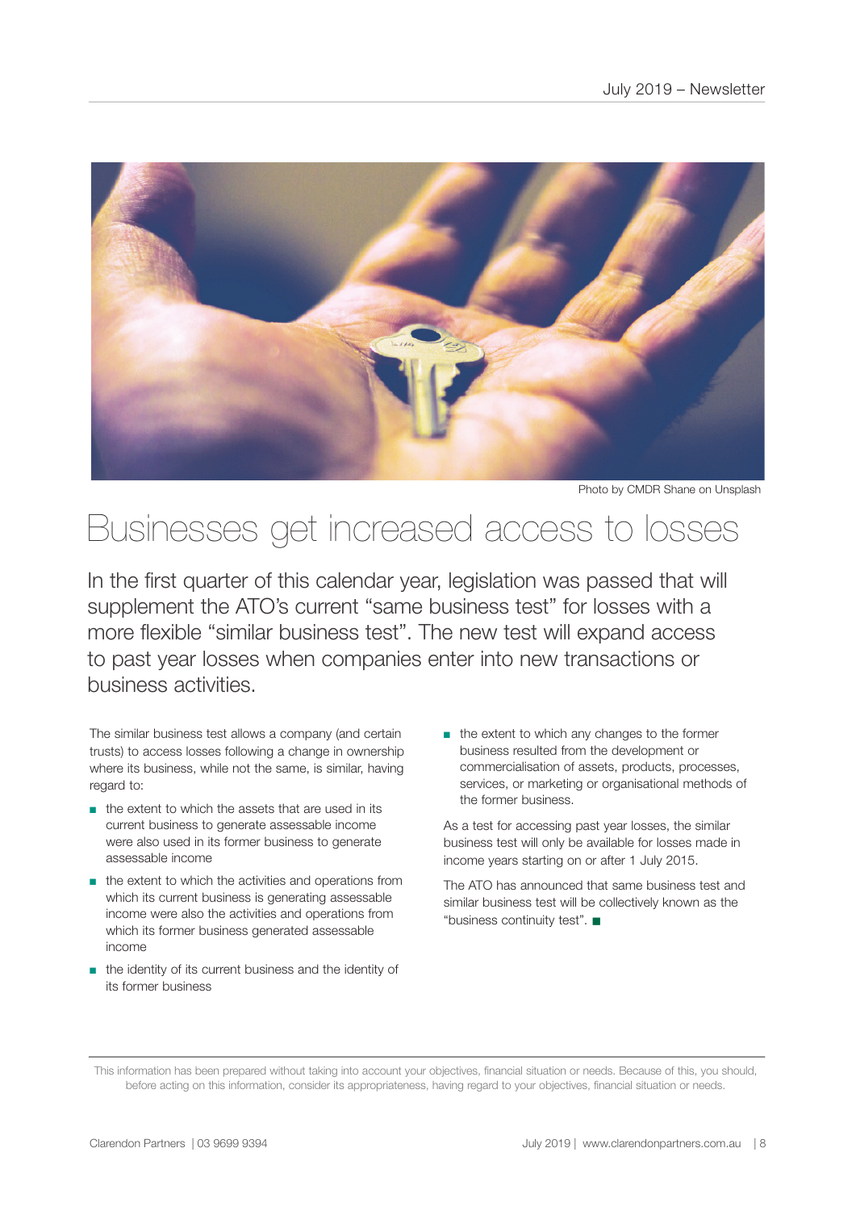Photo by CMDR Shane on Unsplash

# Businesses get increased access to losses

In the first quarter of this calendar year, legislation was passed that will supplement the ATO's current "same business test" for losses with a more flexible "similar business test". The new test will expand access to past year losses when companies enter into new transactions or business activities.

The similar business test allows a company (and certain trusts) to access losses following a change in ownership where its business, while not the same, is similar, having regard to:

- the extent to which the assets that are used in its current business to generate assessable income were also used in its former business to generate assessable income
- the extent to which the activities and operations from which its current business is generating assessable income were also the activities and operations from which its former business generated assessable income
- the identity of its current business and the identity of its former business
- the extent to which any changes to the former business resulted from the development or commercialisation of assets, products, processes, services, or marketing or organisational methods of the former business.

As a test for accessing past year losses, the similar business test will only be available for losses made in income years starting on or after 1 July 2015.

The ATO has announced that same business test and similar business test will be collectively known as the "business continuity test". ■

This information has been prepared without taking into account your objectives, financial situation or needs. Because of this, you should, before acting on this information, consider its appropriateness, having regard to your objectives, financial situation or needs.